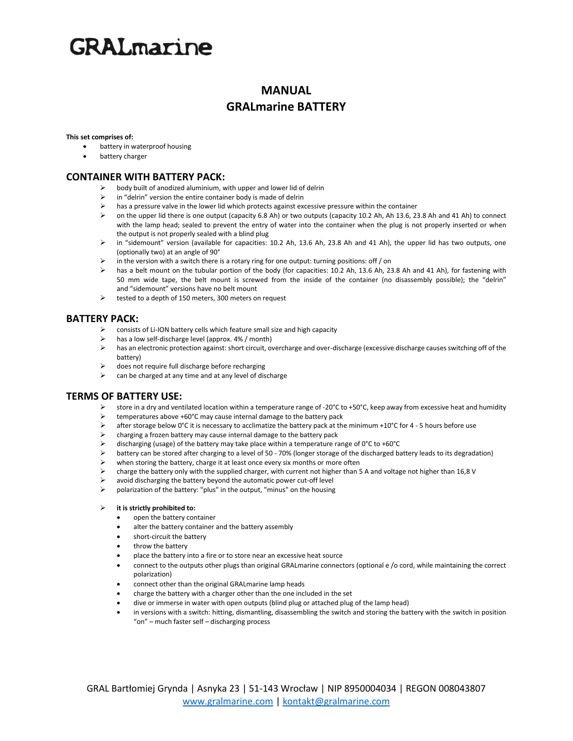# GRALmarine

## MANUAL
## GRALmarine BATTERY

**This set comprises of:**

- battery in waterproof housing
- battery charger

## CONTAINER WITH BATTERY PACK:

- body built of anodized aluminium, with upper and lower lid of delrin
- in "delrin" version the entire container body is made of delrin
- has a pressure valve in the lower lid which protects against excessive pressure within the container
- on the upper lid there is one output (capacity 6.8 Ah) or two outputs (capacity 10.2 Ah, Ah 13.6, 23.8 Ah and 41 Ah) to connect with the lamp head; sealed to prevent the entry of water into the container when the plug is not properly inserted or when the output is not properly sealed with a blind plug
- in "sidemount" version (available for capacities: 10.2 Ah, 13.6 Ah, 23.8 Ah and 41 Ah), the upper lid has two outputs, one (optionally two) at an angle of 90°
- in the version with a switch there is a rotary ring for one output: turning positions: off / on
- has a belt mount on the tubular portion of the body (for capacities: 10.2 Ah, 13.6 Ah, 23.8 Ah and 41 Ah), for fastening with 50 mm wide tape, the belt mount is screwed from the inside of the container (no disassembly possible); the "delrin" and "sidemount" versions have no belt mount
- tested to a depth of 150 meters, 300 meters on request

## BATTERY PACK:

- consists of Li-ION battery cells which feature small size and high capacity
- has a low self-discharge level (approx. 4% / month)
- has an electronic protection against: short circuit, overcharge and over-discharge (excessive discharge causes switching off of the battery)
- does not require full discharge before recharging
- can be charged at any time and at any level of discharge

## TERMS OF BATTERY USE:

- store in a dry and ventilated location within a temperature range of -20°C to +50°C, keep away from excessive heat and humidity
- temperatures above +60°C may cause internal damage to the battery pack
- after storage below 0°C it is necessary to acclimatize the battery pack at the minimum +10°C for 4 - 5 hours before use
- charging a frozen battery may cause internal damage to the battery pack
- discharging (usage) of the battery may take place within a temperature range of 0°C to +60°C
- battery can be stored after charging to a level of 50 - 70% (longer storage of the discharged battery leads to its degradation)
- when storing the battery, charge it at least once every six months or more often
- charge the battery only with the supplied charger, with current not higher than 5 A and voltage not higher than 16,8 V
- avoid discharging the battery beyond the automatic power cut-off level
- polarization of the battery: "plus" in the output, "minus" on the housing

- **it is strictly prohibited to:**
  - open the battery container
  - alter the battery container and the battery assembly
  - short-circuit the battery
  - throw the battery
  - place the battery into a fire or to store near an excessive heat source
  - connect to the outputs other plugs than original GRALmarine connectors (optional e /o cord, while maintaining the correct polarization)
  - connect other than the original GRALmarine lamp heads
  - charge the battery with a charger other than the one included in the set
  - dive or immerse in water with open outputs (blind plug or attached plug of the lamp head)
  - in versions with a switch: hitting, dismantling, disassembling the switch and storing the battery with the switch in position "on" – much faster self – discharging process

GRAL Bartłomiej Grynda | Asnyka 23 | 51-143 Wrocław | NIP 8950004034 | REGON 008043807
www.gralmarine.com | kontakt@gralmarine.com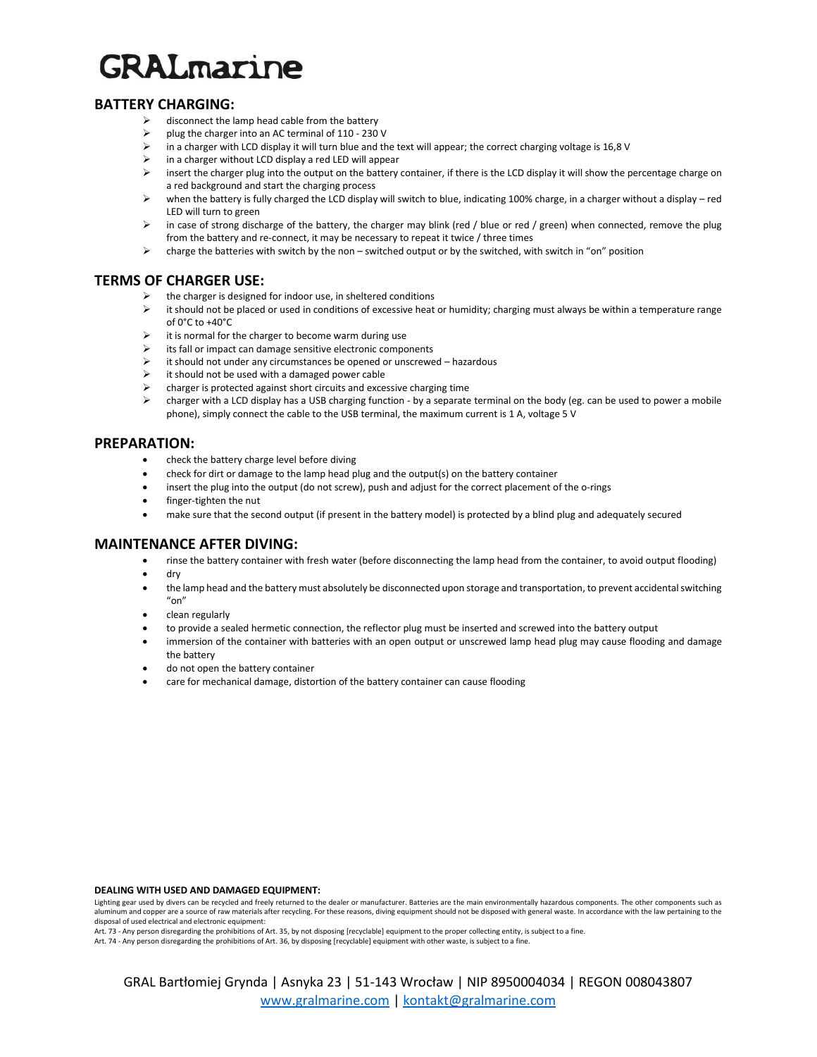# GRALmarine

## BATTERY CHARGING:

- disconnect the lamp head cable from the battery
- plug the charger into an AC terminal of 110 - 230 V
- in a charger with LCD display it will turn blue and the text will appear; the correct charging voltage is 16,8 V
- in a charger without LCD display a red LED will appear
- insert the charger plug into the output on the battery container, if there is the LCD display it will show the percentage charge on a red background and start the charging process
- when the battery is fully charged the LCD display will switch to blue, indicating 100% charge, in a charger without a display – red LED will turn to green
- in case of strong discharge of the battery, the charger may blink (red / blue or red / green) when connected, remove the plug from the battery and re-connect, it may be necessary to repeat it twice / three times
- charge the batteries with switch by the non – switched output or by the switched, with switch in "on" position

## TERMS OF CHARGER USE:

- the charger is designed for indoor use, in sheltered conditions
- it should not be placed or used in conditions of excessive heat or humidity; charging must always be within a temperature range of 0°C to +40°C
- it is normal for the charger to become warm during use
- its fall or impact can damage sensitive electronic components
- it should not under any circumstances be opened or unscrewed – hazardous
- it should not be used with a damaged power cable
- charger is protected against short circuits and excessive charging time
- charger with a LCD display has a USB charging function - by a separate terminal on the body (eg. can be used to power a mobile phone), simply connect the cable to the USB terminal, the maximum current is 1 A, voltage 5 V

## PREPARATION:

- check the battery charge level before diving
- check for dirt or damage to the lamp head plug and the output(s) on the battery container
- insert the plug into the output (do not screw), push and adjust for the correct placement of the o-rings
- finger-tighten the nut
- make sure that the second output (if present in the battery model) is protected by a blind plug and adequately secured

## MAINTENANCE AFTER DIVING:

- rinse the battery container with fresh water (before disconnecting the lamp head from the container, to avoid output flooding)
- dry
- the lamp head and the battery must absolutely be disconnected upon storage and transportation, to prevent accidental switching "on"
- clean regularly
- to provide a sealed hermetic connection, the reflector plug must be inserted and screwed into the battery output
- immersion of the container with batteries with an open output or unscrewed lamp head plug may cause flooding and damage the battery
- do not open the battery container
- care for mechanical damage, distortion of the battery container can cause flooding

**DEALING WITH USED AND DAMAGED EQUIPMENT:**

Lighting gear used by divers can be recycled and freely returned to the dealer or manufacturer. Batteries are the main environmentally hazardous components. The other components such as aluminum and copper are a source of raw materials after recycling. For these reasons, diving equipment should not be disposed with general waste. In accordance with the law pertaining to the disposal of used electrical and electronic equipment:

Art. 73 - Any person disregarding the prohibitions of Art. 35, by not disposing [recyclable] equipment to the proper collecting entity, is subject to a fine.

Art. 74 - Any person disregarding the prohibitions of Art. 36, by disposing [recyclable] equipment with other waste, is subject to a fine.

GRAL Bartłomiej Grynda | Asnyka 23 | 51-143 Wrocław | NIP 8950004034 | REGON 008043807

www.gralmarine.com | kontakt@gralmarine.com